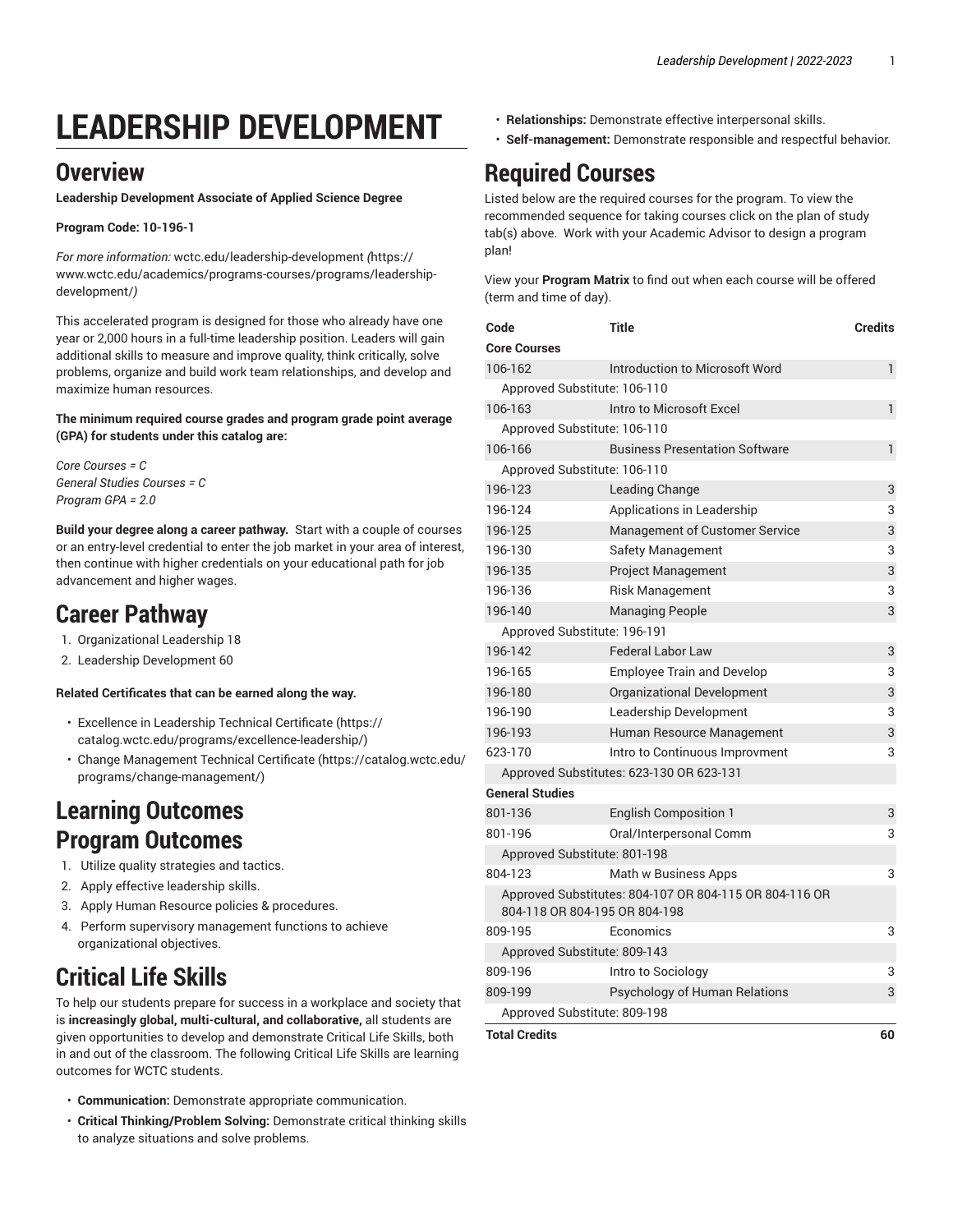# LEADERSHIP DEVELOPMENT

## Overview

**Leadership Development Associate of Applied Science Degree**

**Program Code: 10-196-1**

*For more information:* wctc.edu/leadership-development *(*https://www.wctc.edu/academics/programs-courses/programs/leadership-development/*)*

This accelerated program is designed for those who already have one year or 2,000 hours in a full-time leadership position. Leaders will gain additional skills to measure and improve quality, think critically, solve problems, organize and build work team relationships, and develop and maximize human resources.

**The minimum required course grades and program grade point average (GPA) for students under this catalog are:**

*Core Courses = C*
*General Studies Courses = C*
*Program GPA = 2.0*

**Build your degree along a career pathway.** Start with a couple of courses or an entry-level credential to enter the job market in your area of interest, then continue with higher credentials on your educational path for job advancement and higher wages.

## Career Pathway

1. Organizational Leadership 18
2. Leadership Development 60

**Related Certificates that can be earned along the way.**

- Excellence in Leadership Technical Certificate (https://catalog.wctc.edu/programs/excellence-leadership/)
- Change Management Technical Certificate (https://catalog.wctc.edu/programs/change-management/)

## Learning Outcomes

## Program Outcomes

1. Utilize quality strategies and tactics.
2. Apply effective leadership skills.
3. Apply Human Resource policies & procedures.
4. Perform supervisory management functions to achieve organizational objectives.

## Critical Life Skills

To help our students prepare for success in a workplace and society that is **increasingly global, multi-cultural, and collaborative,** all students are given opportunities to develop and demonstrate Critical Life Skills, both in and out of the classroom. The following Critical Life Skills are learning outcomes for WCTC students.

- **Communication:** Demonstrate appropriate communication.
- **Critical Thinking/Problem Solving:** Demonstrate critical thinking skills to analyze situations and solve problems.
- **Relationships:** Demonstrate effective interpersonal skills.
- **Self-management:** Demonstrate responsible and respectful behavior.

## Required Courses

Listed below are the required courses for the program. To view the recommended sequence for taking courses click on the plan of study tab(s) above. Work with your Academic Advisor to design a program plan!

View your **Program Matrix** to find out when each course will be offered (term and time of day).

| Code | Title | Credits |
|---|---|---|
| **Core Courses** | | |
| 106-162 | Introduction to Microsoft Word | 1 |
| Approved Substitute: 106-110 | | |
| 106-163 | Intro to Microsoft Excel | 1 |
| Approved Substitute: 106-110 | | |
| 106-166 | Business Presentation Software | 1 |
| Approved Substitute: 106-110 | | |
| 196-123 | Leading Change | 3 |
| 196-124 | Applications in Leadership | 3 |
| 196-125 | Management of Customer Service | 3 |
| 196-130 | Safety Management | 3 |
| 196-135 | Project Management | 3 |
| 196-136 | Risk Management | 3 |
| 196-140 | Managing People | 3 |
| Approved Substitute: 196-191 | | |
| 196-142 | Federal Labor Law | 3 |
| 196-165 | Employee Train and Develop | 3 |
| 196-180 | Organizational Development | 3 |
| 196-190 | Leadership Development | 3 |
| 196-193 | Human Resource Management | 3 |
| 623-170 | Intro to Continuous Improvment | 3 |
| Approved Substitutes: 623-130 OR 623-131 | | |
| **General Studies** | | |
| 801-136 | English Composition 1 | 3 |
| 801-196 | Oral/Interpersonal Comm | 3 |
| Approved Substitute: 801-198 | | |
| 804-123 | Math w Business Apps | 3 |
| Approved Substitutes: 804-107 OR 804-115 OR 804-116 OR 804-118 OR 804-195 OR 804-198 | | |
| 809-195 | Economics | 3 |
| Approved Substitute: 809-143 | | |
| 809-196 | Intro to Sociology | 3 |
| 809-199 | Psychology of Human Relations | 3 |
| Approved Substitute: 809-198 | | |
| **Total Credits** | | **60** |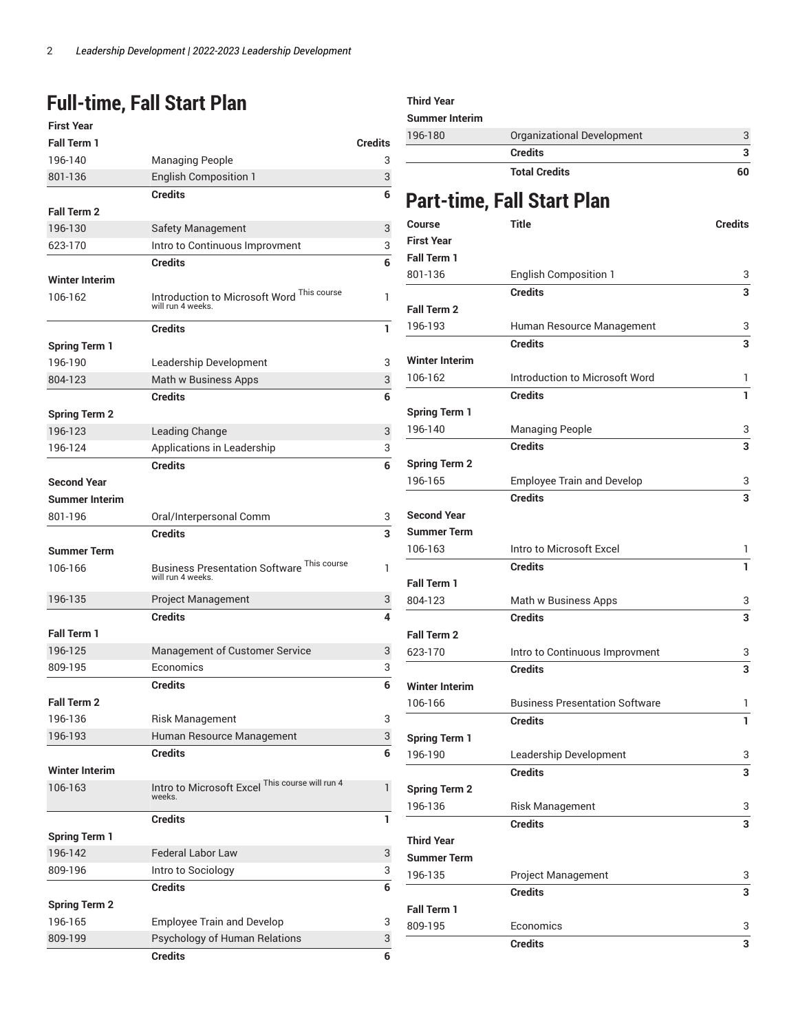## Full-time, Fall Start Plan

| First Year | | |
|---|---|---|
| **Fall Term 1** | | **Credits** |
| 196-140 | Managing People | 3 |
| 801-136 | English Composition 1 | 3 |
| | **Credits** | **6** |
| **Fall Term 2** | | |
| 196-130 | Safety Management | 3 |
| 623-170 | Intro to Continuous Improvment | 3 |
| | **Credits** | **6** |
| **Winter Interim** | | |
| 106-162 | Introduction to Microsoft Word This course will run 4 weeks. | 1 |
| | **Credits** | **1** |
| **Spring Term 1** | | |
| 196-190 | Leadership Development | 3 |
| 804-123 | Math w Business Apps | 3 |
| | **Credits** | **6** |
| **Spring Term 2** | | |
| 196-123 | Leading Change | 3 |
| 196-124 | Applications in Leadership | 3 |
| | **Credits** | **6** |
| **Second Year** | | |
| **Summer Interim** | | |
| 801-196 | Oral/Interpersonal Comm | 3 |
| | **Credits** | **3** |
| **Summer Term** | | |
| 106-166 | Business Presentation Software This course will run 4 weeks. | 1 |
| 196-135 | Project Management | 3 |
| | **Credits** | **4** |
| **Fall Term 1** | | |
| 196-125 | Management of Customer Service | 3 |
| 809-195 | Economics | 3 |
| | **Credits** | **6** |
| **Fall Term 2** | | |
| 196-136 | Risk Management | 3 |
| 196-193 | Human Resource Management | 3 |
| | **Credits** | **6** |
| **Winter Interim** | | |
| 106-163 | Intro to Microsoft Excel This course will run 4 weeks. | 1 |
| | **Credits** | **1** |
| **Spring Term 1** | | |
| 196-142 | Federal Labor Law | 3 |
| 809-196 | Intro to Sociology | 3 |
| | **Credits** | **6** |
| **Spring Term 2** | | |
| 196-165 | Employee Train and Develop | 3 |
| 809-199 | Psychology of Human Relations | 3 |
| | **Credits** | **6** |
| **Third Year** | | |
| **Summer Interim** | | |
| 196-180 | Organizational Development | 3 |
| | **Credits** | **3** |
| | **Total Credits** | **60** |

## Part-time, Fall Start Plan

| Course | Title | Credits |
|---|---|---|
| **First Year** | | |
| **Fall Term 1** | | |
| 801-136 | English Composition 1 | 3 |
| | **Credits** | **3** |
| **Fall Term 2** | | |
| 196-193 | Human Resource Management | 3 |
| | **Credits** | **3** |
| **Winter Interim** | | |
| 106-162 | Introduction to Microsoft Word | 1 |
| | **Credits** | **1** |
| **Spring Term 1** | | |
| 196-140 | Managing People | 3 |
| | **Credits** | **3** |
| **Spring Term 2** | | |
| 196-165 | Employee Train and Develop | 3 |
| | **Credits** | **3** |
| **Second Year** | | |
| **Summer Term** | | |
| 106-163 | Intro to Microsoft Excel | 1 |
| | **Credits** | **1** |
| **Fall Term 1** | | |
| 804-123 | Math w Business Apps | 3 |
| | **Credits** | **3** |
| **Fall Term 2** | | |
| 623-170 | Intro to Continuous Improvment | 3 |
| | **Credits** | **3** |
| **Winter Interim** | | |
| 106-166 | Business Presentation Software | 1 |
| | **Credits** | **1** |
| **Spring Term 1** | | |
| 196-190 | Leadership Development | 3 |
| | **Credits** | **3** |
| **Spring Term 2** | | |
| 196-136 | Risk Management | 3 |
| | **Credits** | **3** |
| **Third Year** | | |
| **Summer Term** | | |
| 196-135 | Project Management | 3 |
| | **Credits** | **3** |
| **Fall Term 1** | | |
| 809-195 | Economics | 3 |
| | **Credits** | **3** |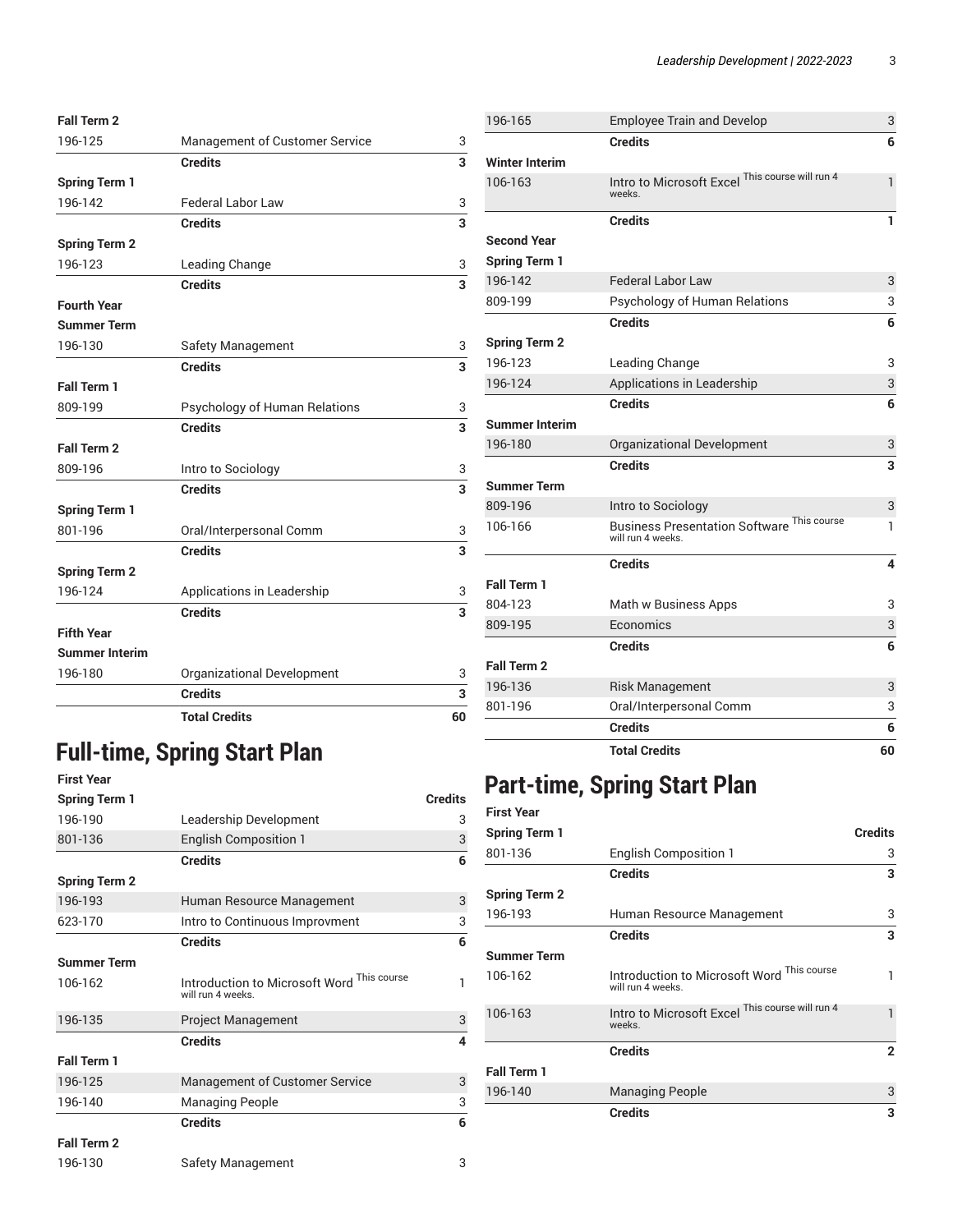| | | |
|---|---|---|
| **Fall Term 2** | | |
| 196-125 | Management of Customer Service | 3 |
| | **Credits** | **3** |
| **Spring Term 1** | | |
| 196-142 | Federal Labor Law | 3 |
| | **Credits** | **3** |
| **Spring Term 2** | | |
| 196-123 | Leading Change | 3 |
| | **Credits** | **3** |
| **Fourth Year** | | |
| **Summer Term** | | |
| 196-130 | Safety Management | 3 |
| | **Credits** | **3** |
| **Fall Term 1** | | |
| 809-199 | Psychology of Human Relations | 3 |
| | **Credits** | **3** |
| **Fall Term 2** | | |
| 809-196 | Intro to Sociology | 3 |
| | **Credits** | **3** |
| **Spring Term 1** | | |
| 801-196 | Oral/Interpersonal Comm | 3 |
| | **Credits** | **3** |
| **Spring Term 2** | | |
| 196-124 | Applications in Leadership | 3 |
| | **Credits** | **3** |
| **Fifth Year** | | |
| **Summer Interim** | | |
| 196-180 | Organizational Development | 3 |
| | **Credits** | **3** |
| | **Total Credits** | **60** |

## Full-time, Spring Start Plan

| **First Year** | | |
|---|---|---|
| **Spring Term 1** | | **Credits** |
| 196-190 | Leadership Development | 3 |
| 801-136 | English Composition 1 | 3 |
| | **Credits** | **6** |
| **Spring Term 2** | | |
| 196-193 | Human Resource Management | 3 |
| 623-170 | Intro to Continuous Improvment | 3 |
| | **Credits** | **6** |
| **Summer Term** | | |
| 106-162 | Introduction to Microsoft Word This course will run 4 weeks. | 1 |
| 196-135 | Project Management | 3 |
| | **Credits** | **4** |
| **Fall Term 1** | | |
| 196-125 | Management of Customer Service | 3 |
| 196-140 | Managing People | 3 |
| | **Credits** | **6** |
| **Fall Term 2** | | |
| 196-130 | Safety Management | 3 |
| 196-165 | Employee Train and Develop | 3 |
| | **Credits** | **6** |
| **Winter Interim** | | |
| 106-163 | Intro to Microsoft Excel This course will run 4 weeks. | 1 |
| | **Credits** | **1** |
| **Second Year** | | |
| **Spring Term 1** | | |
| 196-142 | Federal Labor Law | 3 |
| 809-199 | Psychology of Human Relations | 3 |
| | **Credits** | **6** |
| **Spring Term 2** | | |
| 196-123 | Leading Change | 3 |
| 196-124 | Applications in Leadership | 3 |
| | **Credits** | **6** |
| **Summer Interim** | | |
| 196-180 | Organizational Development | 3 |
| | **Credits** | **3** |
| **Summer Term** | | |
| 809-196 | Intro to Sociology | 3 |
| 106-166 | Business Presentation Software This course will run 4 weeks. | 1 |
| | **Credits** | **4** |
| **Fall Term 1** | | |
| 804-123 | Math w Business Apps | 3 |
| 809-195 | Economics | 3 |
| | **Credits** | **6** |
| **Fall Term 2** | | |
| 196-136 | Risk Management | 3 |
| 801-196 | Oral/Interpersonal Comm | 3 |
| | **Credits** | **6** |
| | **Total Credits** | **60** |

## Part-time, Spring Start Plan

| **First Year** | | |
|---|---|---|
| **Spring Term 1** | | **Credits** |
| 801-136 | English Composition 1 | 3 |
| | **Credits** | **3** |
| **Spring Term 2** | | |
| 196-193 | Human Resource Management | 3 |
| | **Credits** | **3** |
| **Summer Term** | | |
| 106-162 | Introduction to Microsoft Word This course will run 4 weeks. | 1 |
| 106-163 | Intro to Microsoft Excel This course will run 4 weeks. | 1 |
| | **Credits** | **2** |
| **Fall Term 1** | | |
| 196-140 | Managing People | 3 |
| | **Credits** | **3** |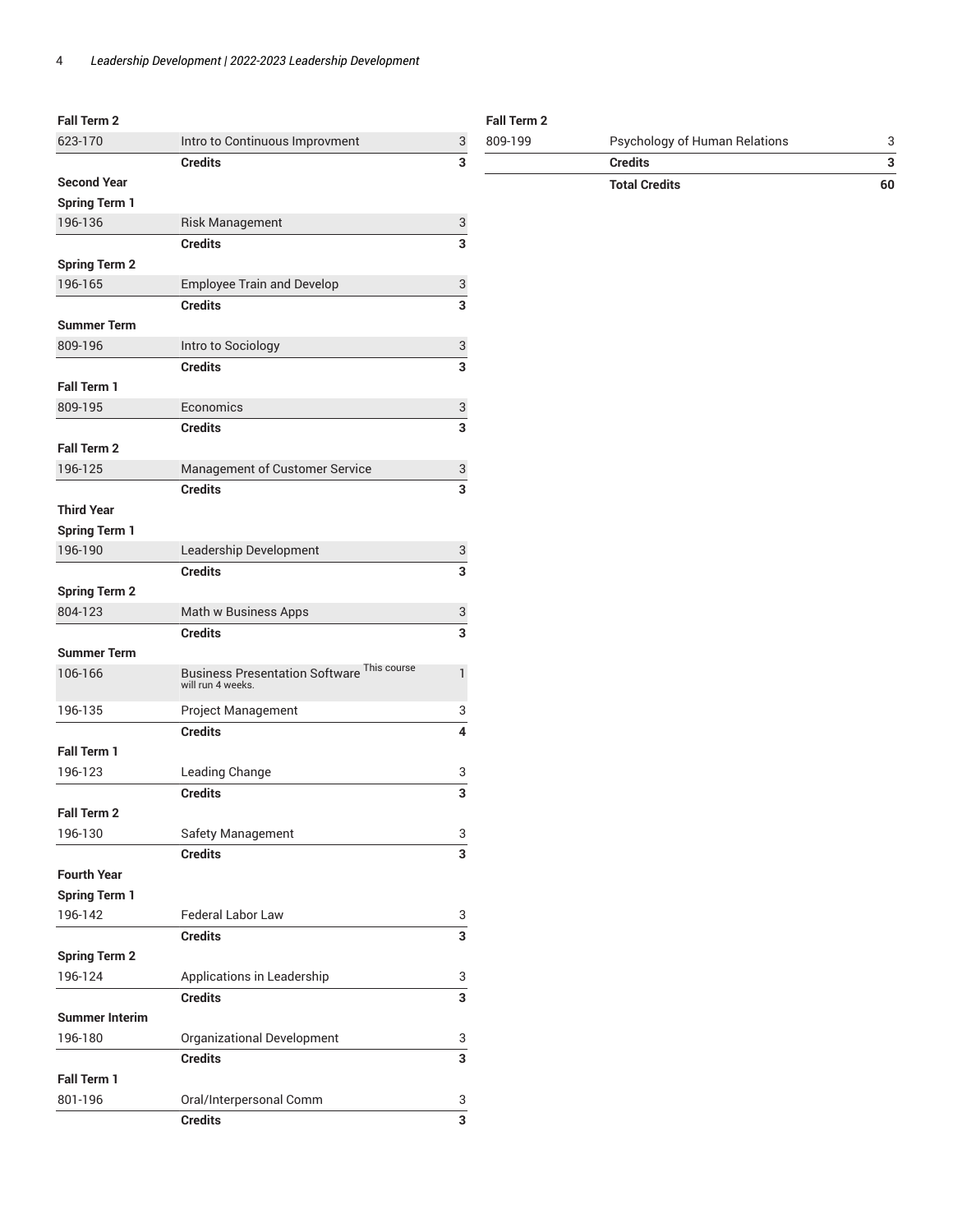| | | |
|---|---|---|
| **Fall Term 2** | | |
| 623-170 | Intro to Continuous Improvment | 3 |
| | **Credits** | **3** |
| **Second Year** | | |
| **Spring Term 1** | | |
| 196-136 | Risk Management | 3 |
| | **Credits** | **3** |
| **Spring Term 2** | | |
| 196-165 | Employee Train and Develop | 3 |
| | **Credits** | **3** |
| **Summer Term** | | |
| 809-196 | Intro to Sociology | 3 |
| | **Credits** | **3** |
| **Fall Term 1** | | |
| 809-195 | Economics | 3 |
| | **Credits** | **3** |
| **Fall Term 2** | | |
| 196-125 | Management of Customer Service | 3 |
| | **Credits** | **3** |
| **Third Year** | | |
| **Spring Term 1** | | |
| 196-190 | Leadership Development | 3 |
| | **Credits** | **3** |
| **Spring Term 2** | | |
| 804-123 | Math w Business Apps | 3 |
| | **Credits** | **3** |
| **Summer Term** | | |
| 106-166 | Business Presentation Software This course will run 4 weeks. | 1 |
| 196-135 | Project Management | 3 |
| | **Credits** | **4** |
| **Fall Term 1** | | |
| 196-123 | Leading Change | 3 |
| | **Credits** | **3** |
| **Fall Term 2** | | |
| 196-130 | Safety Management | 3 |
| | **Credits** | **3** |
| **Fourth Year** | | |
| **Spring Term 1** | | |
| 196-142 | Federal Labor Law | 3 |
| | **Credits** | **3** |
| **Spring Term 2** | | |
| 196-124 | Applications in Leadership | 3 |
| | **Credits** | **3** |
| **Summer Interim** | | |
| 196-180 | Organizational Development | 3 |
| | **Credits** | **3** |
| **Fall Term 1** | | |
| 801-196 | Oral/Interpersonal Comm | 3 |
| | **Credits** | **3** |
| **Fall Term 2** | | |
| 809-199 | Psychology of Human Relations | 3 |
| | **Credits** | **3** |
| | **Total Credits** | **60** |